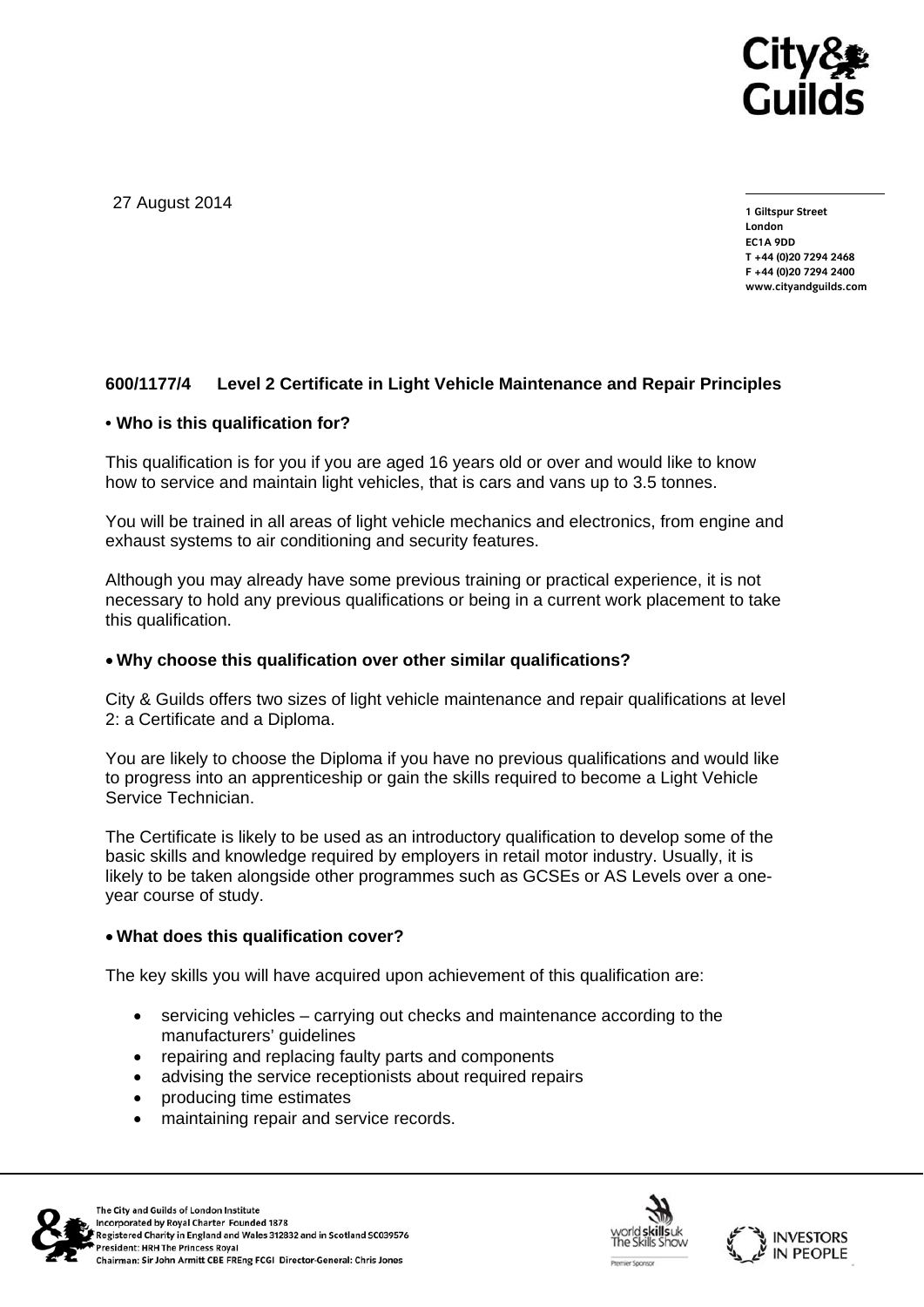27 August 2014

1 Giltspur Street
London
EC1A 9DD
T +44 (0)20 7294 2468
F +44 (0)20 7294 2400
www.cityandguilds.com

## 600/1177/4 Level 2 Certificate in Light Vehicle Maintenance and Repair Principles

### • Who is this qualification for?

This qualification is for you if you are aged 16 years old or over and would like to know how to service and maintain light vehicles, that is cars and vans up to 3.5 tonnes.

You will be trained in all areas of light vehicle mechanics and electronics, from engine and exhaust systems to air conditioning and security features.

Although you may already have some previous training or practical experience, it is not necessary to hold any previous qualifications or being in a current work placement to take this qualification.

### • Why choose this qualification over other similar qualifications?

City & Guilds offers two sizes of light vehicle maintenance and repair qualifications at level 2: a Certificate and a Diploma.

You are likely to choose the Diploma if you have no previous qualifications and would like to progress into an apprenticeship or gain the skills required to become a Light Vehicle Service Technician.

The Certificate is likely to be used as an introductory qualification to develop some of the basic skills and knowledge required by employers in retail motor industry. Usually, it is likely to be taken alongside other programmes such as GCSEs or AS Levels over a one-year course of study.

### • What does this qualification cover?

The key skills you will have acquired upon achievement of this qualification are:

- servicing vehicles – carrying out checks and maintenance according to the manufacturers' guidelines
- repairing and replacing faulty parts and components
- advising the service receptionists about required repairs
- producing time estimates
- maintaining repair and service records.

The City and Guilds of London Institute
Incorporated by Royal Charter Founded 1878
Registered Charity in England and Wales 312832 and in Scotland SC039576
President: HRH The Princess Royal
Chairman: Sir John Armitt CBE FREng FCGI Director-General: Chris Jones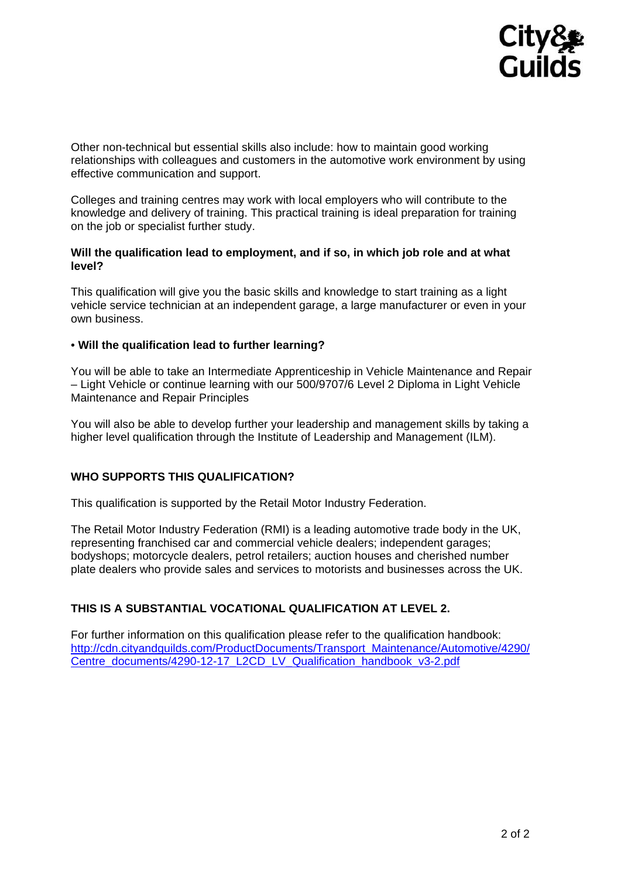Other non-technical but essential skills also include: how to maintain good working relationships with colleagues and customers in the automotive work environment by using effective communication and support.

Colleges and training centres may work with local employers who will contribute to the knowledge and delivery of training. This practical training is ideal preparation for training on the job or specialist further study.

**Will the qualification lead to employment, and if so, in which job role and at what level?**

This qualification will give you the basic skills and knowledge to start training as a light vehicle service technician at an independent garage, a large manufacturer or even in your own business.

**• Will the qualification lead to further learning?**

You will be able to take an Intermediate Apprenticeship in Vehicle Maintenance and Repair – Light Vehicle or continue learning with our 500/9707/6 Level 2 Diploma in Light Vehicle Maintenance and Repair Principles

You will also be able to develop further your leadership and management skills by taking a higher level qualification through the Institute of Leadership and Management (ILM).

## WHO SUPPORTS THIS QUALIFICATION?

This qualification is supported by the Retail Motor Industry Federation.

The Retail Motor Industry Federation (RMI) is a leading automotive trade body in the UK, representing franchised car and commercial vehicle dealers; independent garages; bodyshops; motorcycle dealers, petrol retailers; auction houses and cherished number plate dealers who provide sales and services to motorists and businesses across the UK.

## THIS IS A SUBSTANTIAL VOCATIONAL QUALIFICATION AT LEVEL 2.

For further information on this qualification please refer to the qualification handbook: [http://cdn.cityandguilds.com/ProductDocuments/Transport_Maintenance/Automotive/4290/Centre_documents/4290-12-17_L2CD_LV_Qualification_handbook_v3-2.pdf](http://cdn.cityandguilds.com/ProductDocuments/Transport_Maintenance/Automotive/4290/Centre_documents/4290-12-17_L2CD_LV_Qualification_handbook_v3-2.pdf)